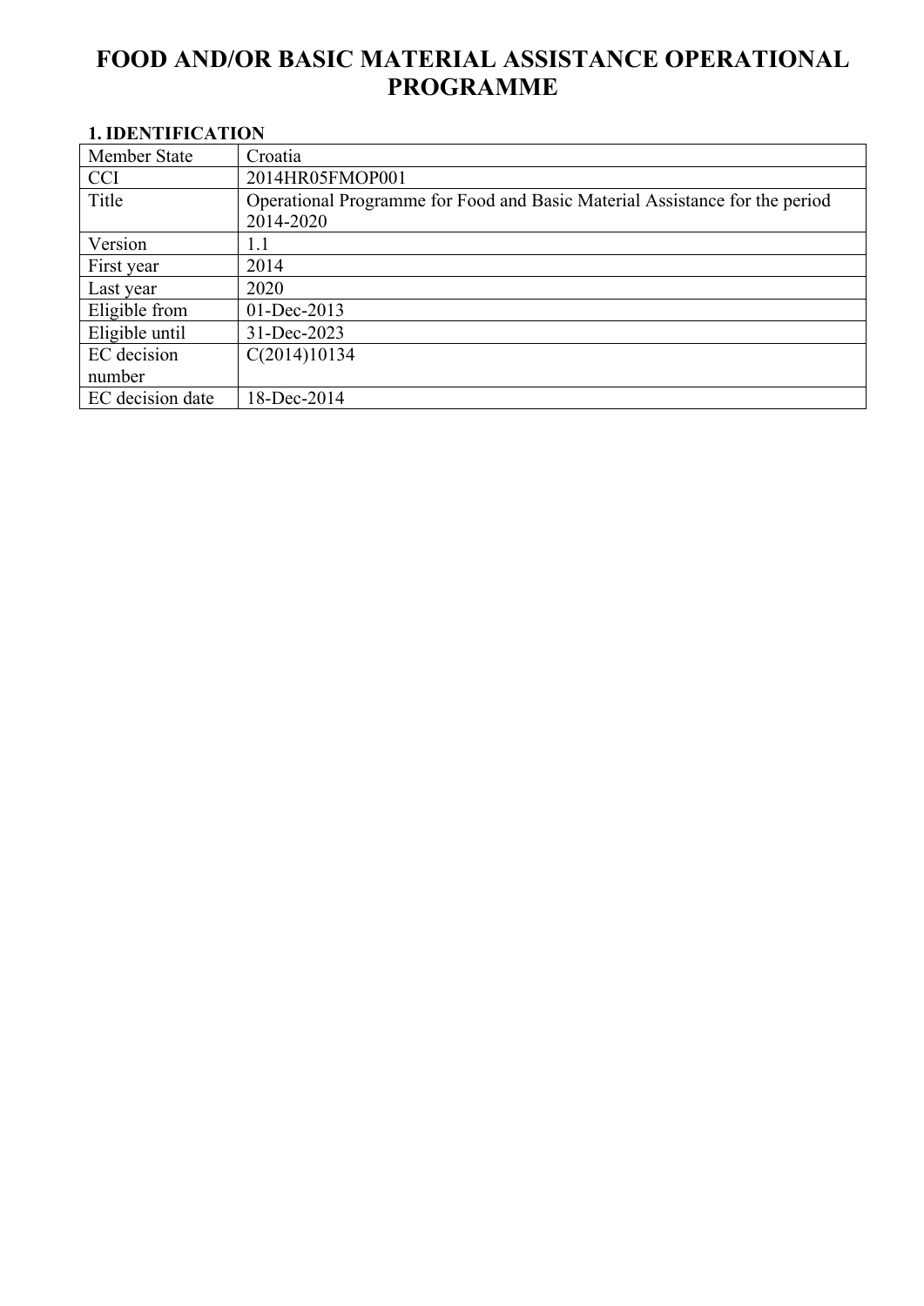# FOOD AND/OR BASIC MATERIAL ASSISTANCE OPERATIONAL PROGRAMME

## 1. IDENTIFICATION

| | |
|---|---|
| Member State | Croatia |
| CCI | 2014HR05FMOP001 |
| Title | Operational Programme for Food and Basic Material Assistance for the period 2014-2020 |
| Version | 1.1 |
| First year | 2014 |
| Last year | 2020 |
| Eligible from | 01-Dec-2013 |
| Eligible until | 31-Dec-2023 |
| EC decision number | C(2014)10134 |
| EC decision date | 18-Dec-2014 |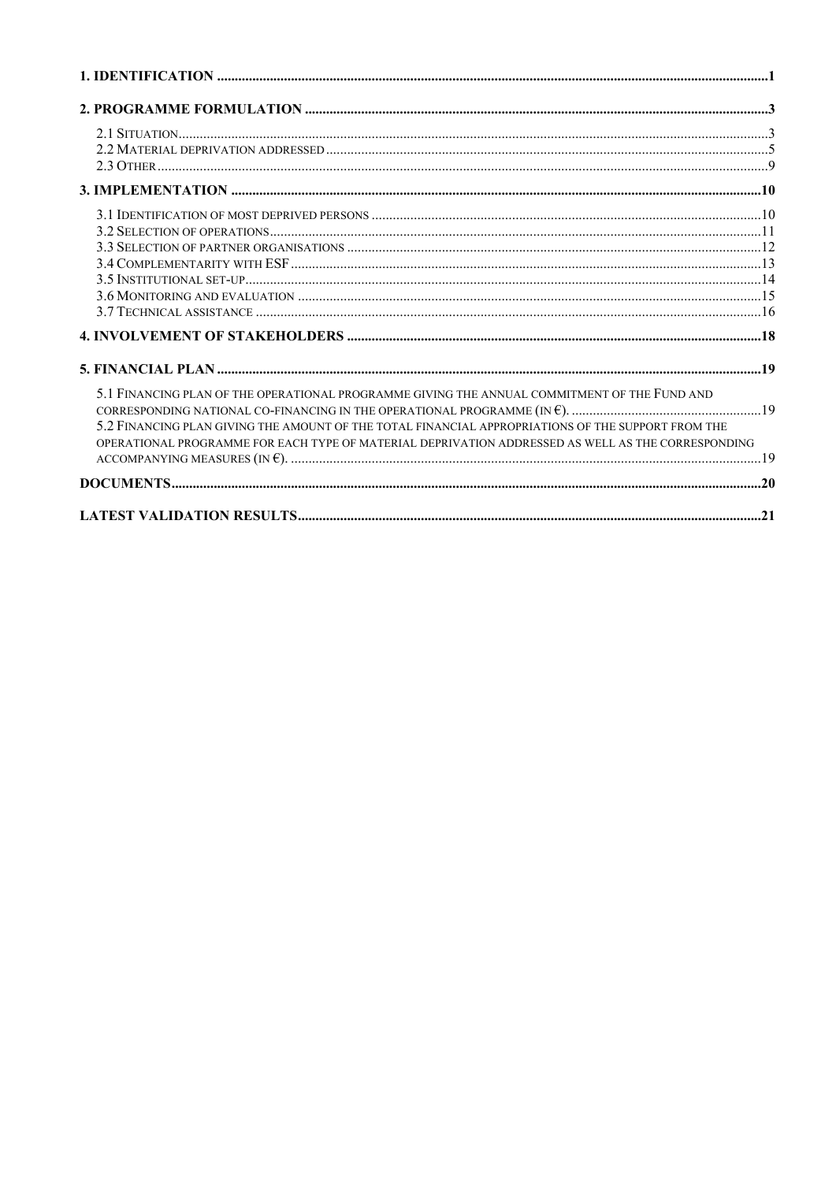1. IDENTIFICATION ..... 1

2. PROGRAMME FORMULATION ..... 3

- 2.1 SITUATION ..... 3
- 2.2 MATERIAL DEPRIVATION ADDRESSED ..... 5
- 2.3 OTHER ..... 9

3. IMPLEMENTATION ..... 10

- 3.1 IDENTIFICATION OF MOST DEPRIVED PERSONS ..... 10
- 3.2 SELECTION OF OPERATIONS ..... 11
- 3.3 SELECTION OF PARTNER ORGANISATIONS ..... 12
- 3.4 COMPLEMENTARITY WITH ESF ..... 13
- 3.5 INSTITUTIONAL SET-UP ..... 14
- 3.6 MONITORING AND EVALUATION ..... 15
- 3.7 TECHNICAL ASSISTANCE ..... 16

4. INVOLVEMENT OF STAKEHOLDERS ..... 18

5. FINANCIAL PLAN ..... 19

- 5.1 FINANCING PLAN OF THE OPERATIONAL PROGRAMME GIVING THE ANNUAL COMMITMENT OF THE FUND AND CORRESPONDING NATIONAL CO-FINANCING IN THE OPERATIONAL PROGRAMME (IN €). ..... 19
- 5.2 FINANCING PLAN GIVING THE AMOUNT OF THE TOTAL FINANCIAL APPROPRIATIONS OF THE SUPPORT FROM THE OPERATIONAL PROGRAMME FOR EACH TYPE OF MATERIAL DEPRIVATION ADDRESSED AS WELL AS THE CORRESPONDING ACCOMPANYING MEASURES (IN €). ..... 19

DOCUMENTS ..... 20

LATEST VALIDATION RESULTS ..... 21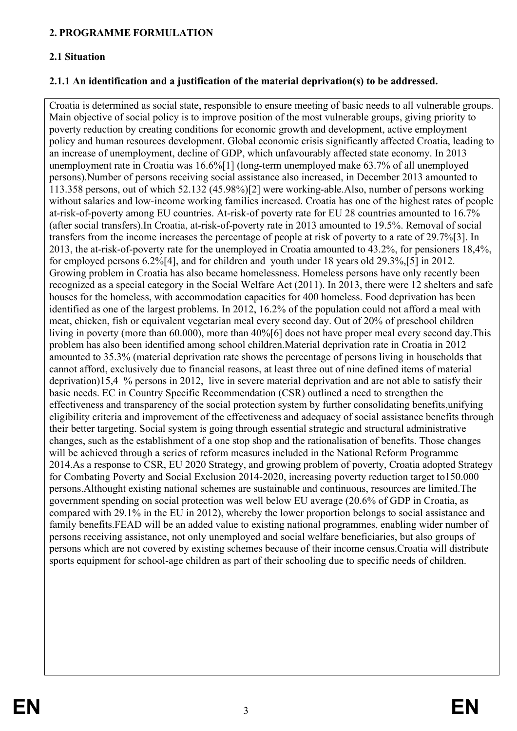## 2. PROGRAMME FORMULATION

### 2.1 Situation

#### 2.1.1 An identification and a justification of the material deprivation(s) to be addressed.

Croatia is determined as social state, responsible to ensure meeting of basic needs to all vulnerable groups. Main objective of social policy is to improve position of the most vulnerable groups, giving priority to poverty reduction by creating conditions for economic growth and development, active employment policy and human resources development. Global economic crisis significantly affected Croatia, leading to an increase of unemployment, decline of GDP, which unfavourably affected state economy. In 2013 unemployment rate in Croatia was 16.6%[1] (long-term unemployed make 63.7% of all unemployed persons).Number of persons receiving social assistance also increased, in December 2013 amounted to 113.358 persons, out of which 52.132 (45.98%)[2] were working-able.Also, number of persons working without salaries and low-income working families increased. Croatia has one of the highest rates of people at-risk-of-poverty among EU countries. At-risk-of poverty rate for EU 28 countries amounted to 16.7% (after social transfers).In Croatia, at-risk-of-poverty rate in 2013 amounted to 19.5%. Removal of social transfers from the income increases the percentage of people at risk of poverty to a rate of 29.7%[3]. In 2013, the at-risk-of-poverty rate for the unemployed in Croatia amounted to 43.2%, for pensioners 18,4%, for employed persons 6.2%[4], and for children and youth under 18 years old 29.3%,[5] in 2012. Growing problem in Croatia has also became homelessness. Homeless persons have only recently been recognized as a special category in the Social Welfare Act (2011). In 2013, there were 12 shelters and safe houses for the homeless, with accommodation capacities for 400 homeless. Food deprivation has been identified as one of the largest problems. In 2012, 16.2% of the population could not afford a meal with meat, chicken, fish or equivalent vegetarian meal every second day. Out of 20% of preschool children living in poverty (more than 60.000), more than 40%[6] does not have proper meal every second day.This problem has also been identified among school children.Material deprivation rate in Croatia in 2012 amounted to 35.3% (material deprivation rate shows the percentage of persons living in households that cannot afford, exclusively due to financial reasons, at least three out of nine defined items of material deprivation)15,4 % persons in 2012, live in severe material deprivation and are not able to satisfy their basic needs. EC in Country Specific Recommendation (CSR) outlined a need to strengthen the effectiveness and transparency of the social protection system by further consolidating benefits,unifying eligibility criteria and improvement of the effectiveness and adequacy of social assistance benefits through their better targeting. Social system is going through essential strategic and structural administrative changes, such as the establishment of a one stop shop and the rationalisation of benefits. Those changes will be achieved through a series of reform measures included in the National Reform Programme 2014.As a response to CSR, EU 2020 Strategy, and growing problem of poverty, Croatia adopted Strategy for Combating Poverty and Social Exclusion 2014-2020, increasing poverty reduction target to150.000 persons.Althought existing national schemes are sustainable and continuous, resources are limited.The government spending on social protection was well below EU average (20.6% of GDP in Croatia, as compared with 29.1% in the EU in 2012), whereby the lower proportion belongs to social assistance and family benefits.FEAD will be an added value to existing national programmes, enabling wider number of persons receiving assistance, not only unemployed and social welfare beneficiaries, but also groups of persons which are not covered by existing schemes because of their income census.Croatia will distribute sports equipment for school-age children as part of their schooling due to specific needs of children.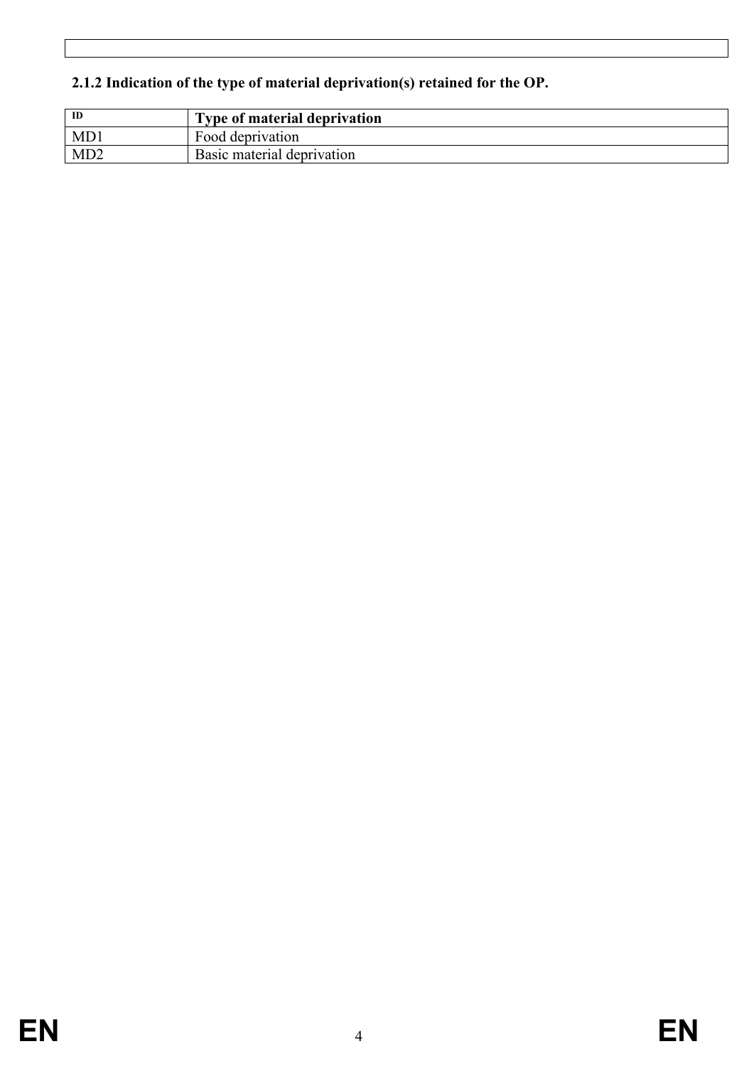### 2.1.2 Indication of the type of material deprivation(s) retained for the OP.

| ID | Type of material deprivation |
| --- | --- |
| MD1 | Food deprivation |
| MD2 | Basic material deprivation |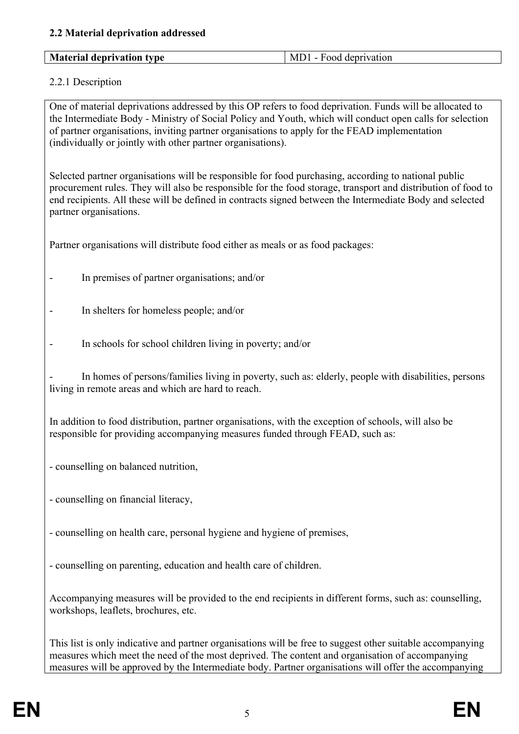### 2.2 Material deprivation addressed

| **Material deprivation type** | MD1 - Food deprivation |
|---|---|

2.2.1 Description

One of material deprivations addressed by this OP refers to food deprivation. Funds will be allocated to the Intermediate Body - Ministry of Social Policy and Youth, which will conduct open calls for selection of partner organisations, inviting partner organisations to apply for the FEAD implementation (individually or jointly with other partner organisations).

Selected partner organisations will be responsible for food purchasing, according to national public procurement rules. They will also be responsible for the food storage, transport and distribution of food to end recipients. All these will be defined in contracts signed between the Intermediate Body and selected partner organisations.

Partner organisations will distribute food either as meals or as food packages:

- In premises of partner organisations; and/or
- In shelters for homeless people; and/or
- In schools for school children living in poverty; and/or
- In homes of persons/families living in poverty, such as: elderly, people with disabilities, persons living in remote areas and which are hard to reach.

In addition to food distribution, partner organisations, with the exception of schools, will also be responsible for providing accompanying measures funded through FEAD, such as:

- counselling on balanced nutrition,
- counselling on financial literacy,
- counselling on health care, personal hygiene and hygiene of premises,
- counselling on parenting, education and health care of children.

Accompanying measures will be provided to the end recipients in different forms, such as: counselling, workshops, leaflets, brochures, etc.

This list is only indicative and partner organisations will be free to suggest other suitable accompanying measures which meet the need of the most deprived. The content and organisation of accompanying measures will be approved by the Intermediate body. Partner organisations will offer the accompanying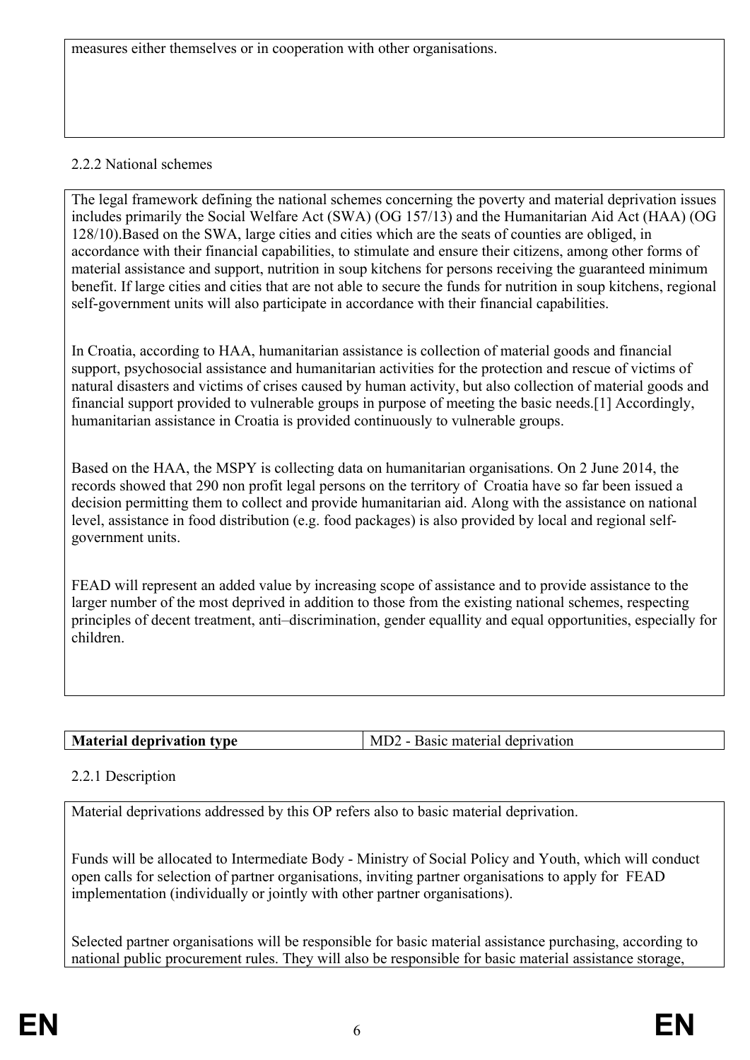measures either themselves or in cooperation with other organisations.

2.2.2 National schemes

The legal framework defining the national schemes concerning the poverty and material deprivation issues includes primarily the Social Welfare Act (SWA) (OG 157/13) and the Humanitarian Aid Act (HAA) (OG 128/10).Based on the SWA, large cities and cities which are the seats of counties are obliged, in accordance with their financial capabilities, to stimulate and ensure their citizens, among other forms of material assistance and support, nutrition in soup kitchens for persons receiving the guaranteed minimum benefit. If large cities and cities that are not able to secure the funds for nutrition in soup kitchens, regional self-government units will also participate in accordance with their financial capabilities.

In Croatia, according to HAA, humanitarian assistance is collection of material goods and financial support, psychosocial assistance and humanitarian activities for the protection and rescue of victims of natural disasters and victims of crises caused by human activity, but also collection of material goods and financial support provided to vulnerable groups in purpose of meeting the basic needs.[1] Accordingly, humanitarian assistance in Croatia is provided continuously to vulnerable groups.

Based on the HAA, the MSPY is collecting data on humanitarian organisations. On 2 June 2014, the records showed that 290 non profit legal persons on the territory of Croatia have so far been issued a decision permitting them to collect and provide humanitarian aid. Along with the assistance on national level, assistance in food distribution (e.g. food packages) is also provided by local and regional self-government units.

FEAD will represent an added value by increasing scope of assistance and to provide assistance to the larger number of the most deprived in addition to those from the existing national schemes, respecting principles of decent treatment, anti–discrimination, gender equallity and equal opportunities, especially for children.

| **Material deprivation type** | MD2 - Basic material deprivation |
|---|---|

2.2.1 Description

Material deprivations addressed by this OP refers also to basic material deprivation.

Funds will be allocated to Intermediate Body - Ministry of Social Policy and Youth, which will conduct open calls for selection of partner organisations, inviting partner organisations to apply for FEAD implementation (individually or jointly with other partner organisations).

Selected partner organisations will be responsible for basic material assistance purchasing, according to national public procurement rules. They will also be responsible for basic material assistance storage,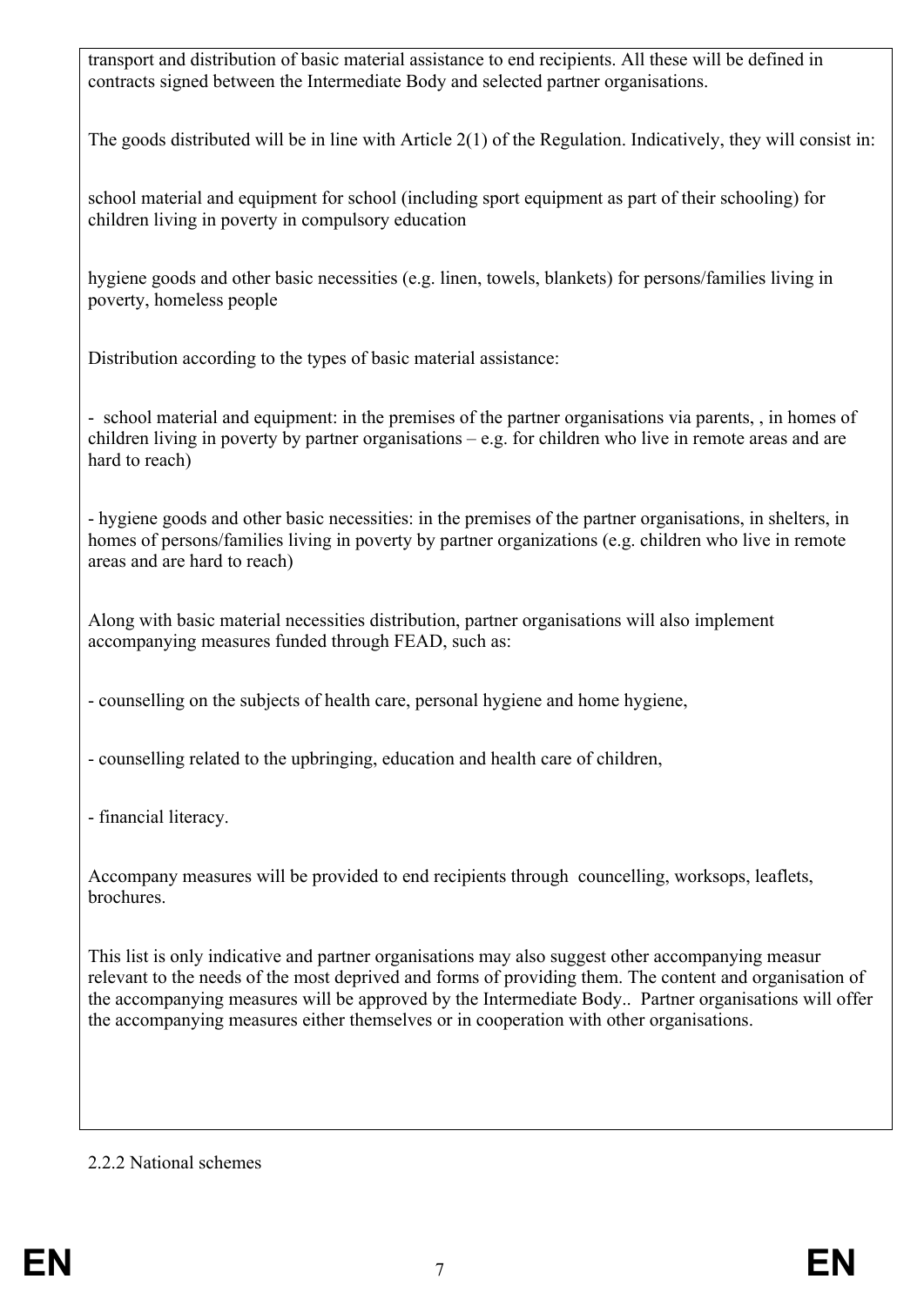transport and distribution of basic material assistance to end recipients. All these will be defined in contracts signed between the Intermediate Body and selected partner organisations.

The goods distributed will be in line with Article 2(1) of the Regulation. Indicatively, they will consist in:

school material and equipment for school (including sport equipment as part of their schooling) for children living in poverty in compulsory education

hygiene goods and other basic necessities (e.g. linen, towels, blankets) for persons/families living in poverty, homeless people

Distribution according to the types of basic material assistance:

- school material and equipment: in the premises of the partner organisations via parents, , in homes of children living in poverty by partner organisations – e.g. for children who live in remote areas and are hard to reach)

- hygiene goods and other basic necessities: in the premises of the partner organisations, in shelters, in homes of persons/families living in poverty by partner organizations (e.g. children who live in remote areas and are hard to reach)

Along with basic material necessities distribution, partner organisations will also implement accompanying measures funded through FEAD, such as:

- counselling on the subjects of health care, personal hygiene and home hygiene,

- counselling related to the upbringing, education and health care of children,

- financial literacy.

Accompany measures will be provided to end recipients through councelling, worksops, leaflets, brochures.

This list is only indicative and partner organisations may also suggest other accompanying measur relevant to the needs of the most deprived and forms of providing them. The content and organisation of the accompanying measures will be approved by the Intermediate Body.. Partner organisations will offer the accompanying measures either themselves or in cooperation with other organisations.

2.2.2 National schemes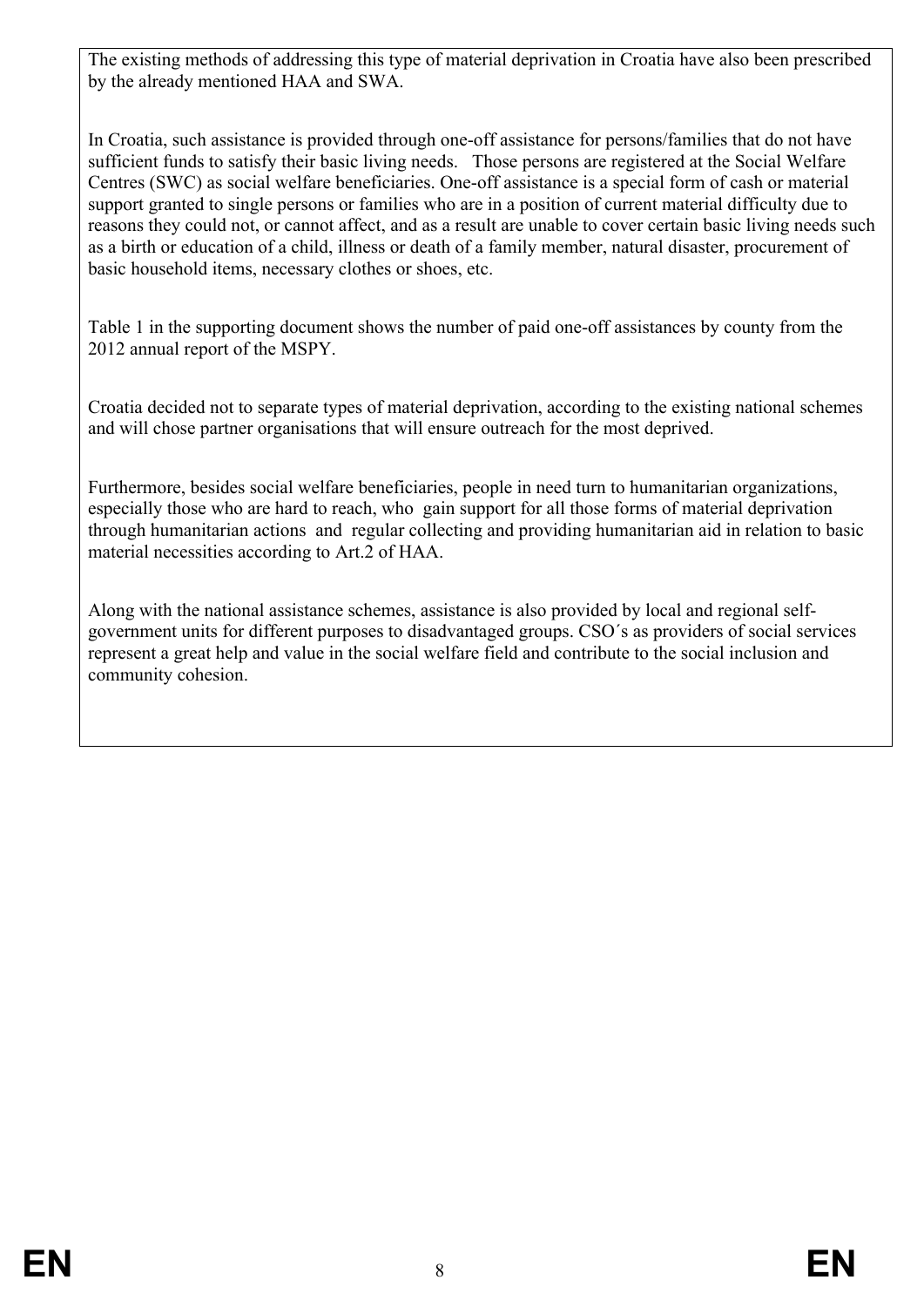The existing methods of addressing this type of material deprivation in Croatia have also been prescribed by the already mentioned HAA and SWA.

In Croatia, such assistance is provided through one-off assistance for persons/families that do not have sufficient funds to satisfy their basic living needs. Those persons are registered at the Social Welfare Centres (SWC) as social welfare beneficiaries. One-off assistance is a special form of cash or material support granted to single persons or families who are in a position of current material difficulty due to reasons they could not, or cannot affect, and as a result are unable to cover certain basic living needs such as a birth or education of a child, illness or death of a family member, natural disaster, procurement of basic household items, necessary clothes or shoes, etc.

Table 1 in the supporting document shows the number of paid one-off assistances by county from the 2012 annual report of the MSPY.

Croatia decided not to separate types of material deprivation, according to the existing national schemes and will chose partner organisations that will ensure outreach for the most deprived.

Furthermore, besides social welfare beneficiaries, people in need turn to humanitarian organizations, especially those who are hard to reach, who gain support for all those forms of material deprivation through humanitarian actions and regular collecting and providing humanitarian aid in relation to basic material necessities according to Art.2 of HAA.

Along with the national assistance schemes, assistance is also provided by local and regional self-government units for different purposes to disadvantaged groups. CSO´s as providers of social services represent a great help and value in the social welfare field and contribute to the social inclusion and community cohesion.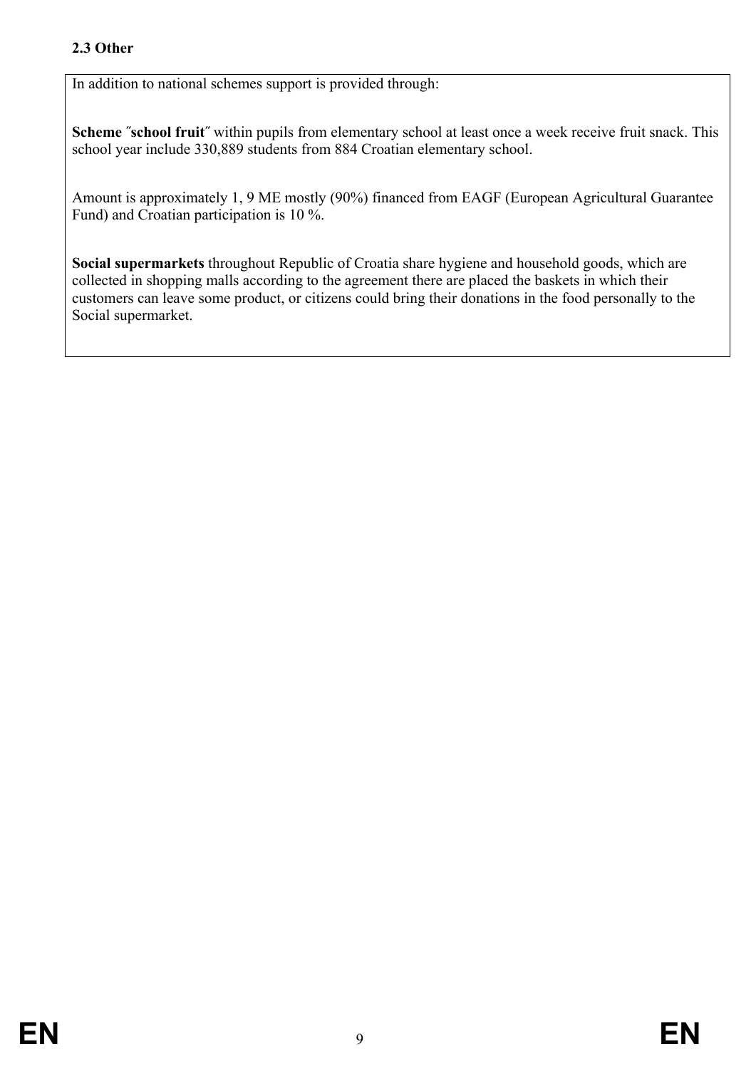### 2.3 Other

In addition to national schemes support is provided through:

**Scheme ″school fruit″** within pupils from elementary school at least once a week receive fruit snack. This school year include 330,889 students from 884 Croatian elementary school.

Amount is approximately 1, 9 ME mostly (90%) financed from EAGF (European Agricultural Guarantee Fund) and Croatian participation is 10 %.

**Social supermarkets** throughout Republic of Croatia share hygiene and household goods, which are collected in shopping malls according to the agreement there are placed the baskets in which their customers can leave some product, or citizens could bring their donations in the food personally to the Social supermarket.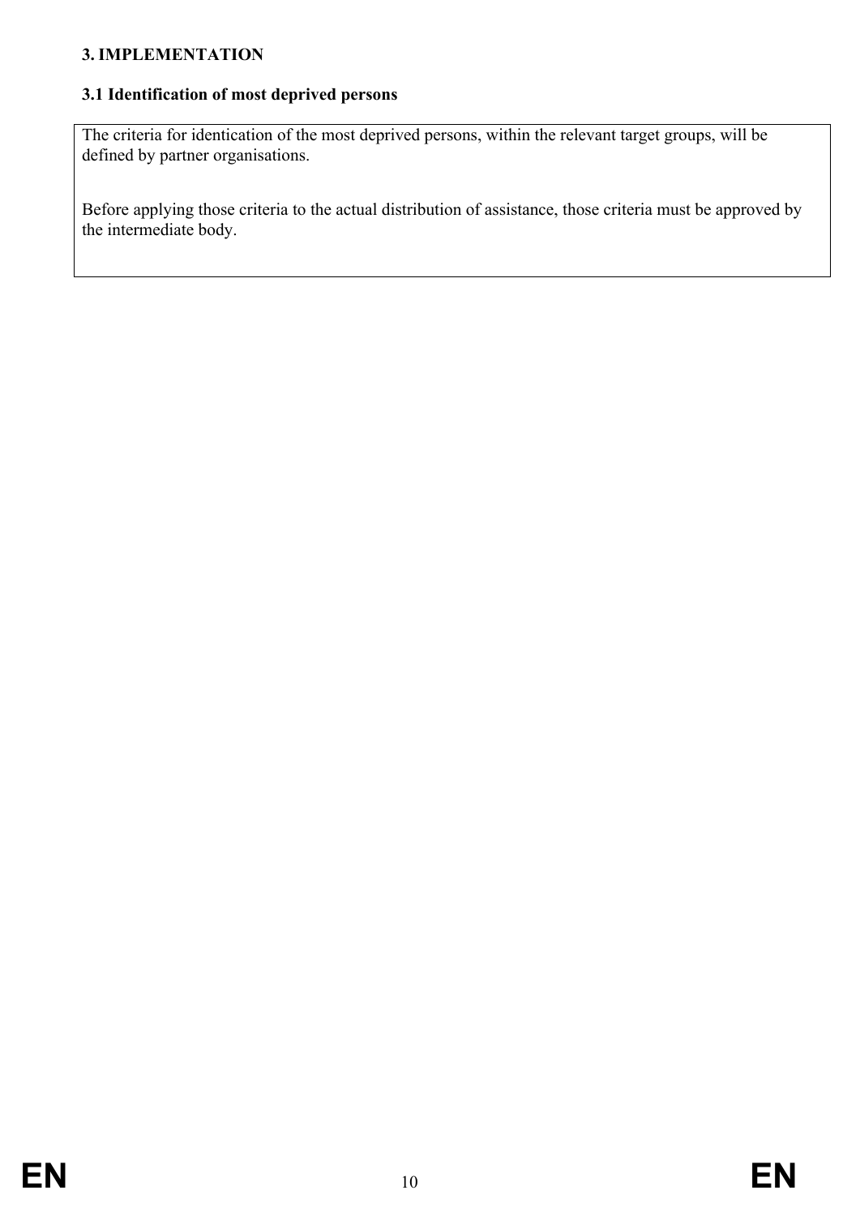### 3. IMPLEMENTATION

#### 3.1 Identification of most deprived persons

The criteria for identication of the most deprived persons, within the relevant target groups, will be defined by partner organisations.

Before applying those criteria to the actual distribution of assistance, those criteria must be approved by the intermediate body.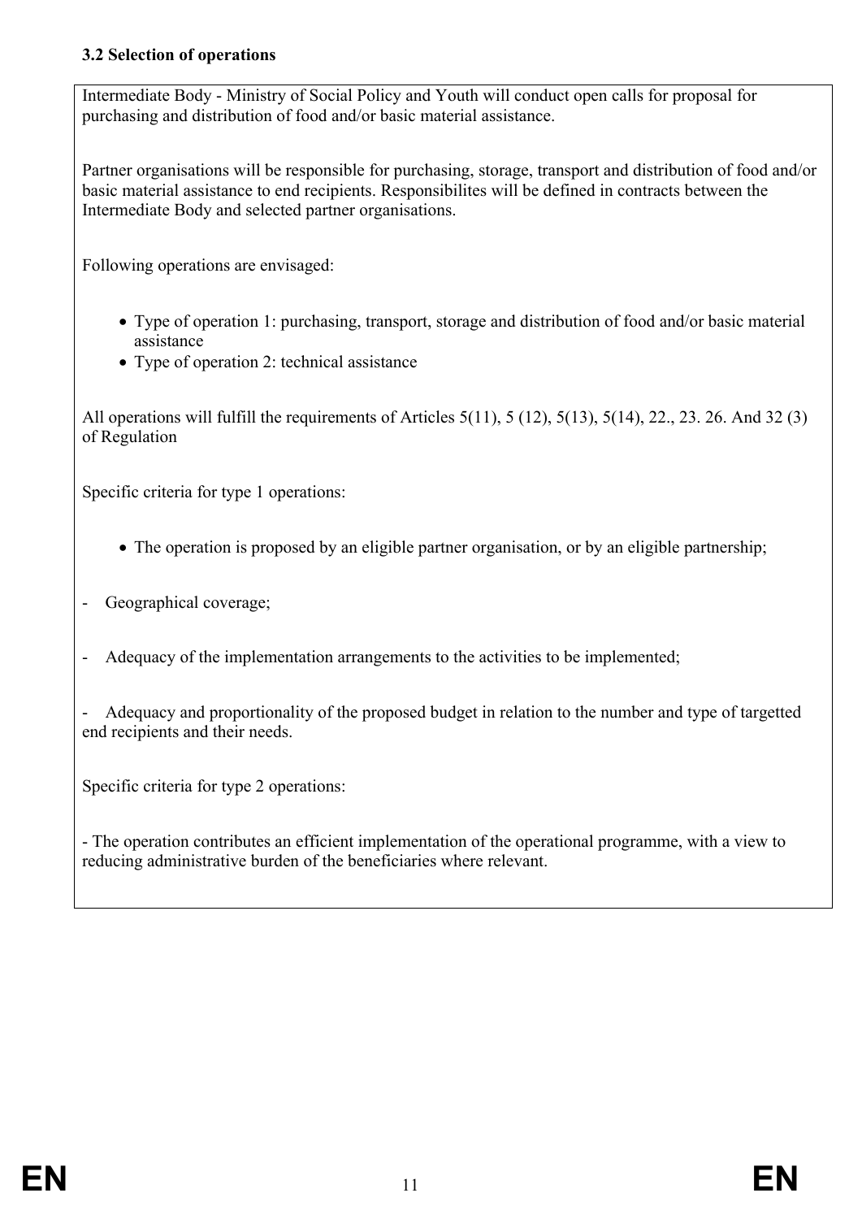### 3.2 Selection of operations

Intermediate Body - Ministry of Social Policy and Youth will conduct open calls for proposal for purchasing and distribution of food and/or basic material assistance.

Partner organisations will be responsible for purchasing, storage, transport and distribution of food and/or basic material assistance to end recipients. Responsibilites will be defined in contracts between the Intermediate Body and selected partner organisations.

Following operations are envisaged:

- Type of operation 1: purchasing, transport, storage and distribution of food and/or basic material assistance
- Type of operation 2: technical assistance

All operations will fulfill the requirements of Articles 5(11), 5 (12), 5(13), 5(14), 22., 23. 26. And 32 (3) of Regulation

Specific criteria for type 1 operations:

- The operation is proposed by an eligible partner organisation, or by an eligible partnership;

- Geographical coverage;

- Adequacy of the implementation arrangements to the activities to be implemented;

- Adequacy and proportionality of the proposed budget in relation to the number and type of targetted end recipients and their needs.

Specific criteria for type 2 operations:

- The operation contributes an efficient implementation of the operational programme, with a view to reducing administrative burden of the beneficiaries where relevant.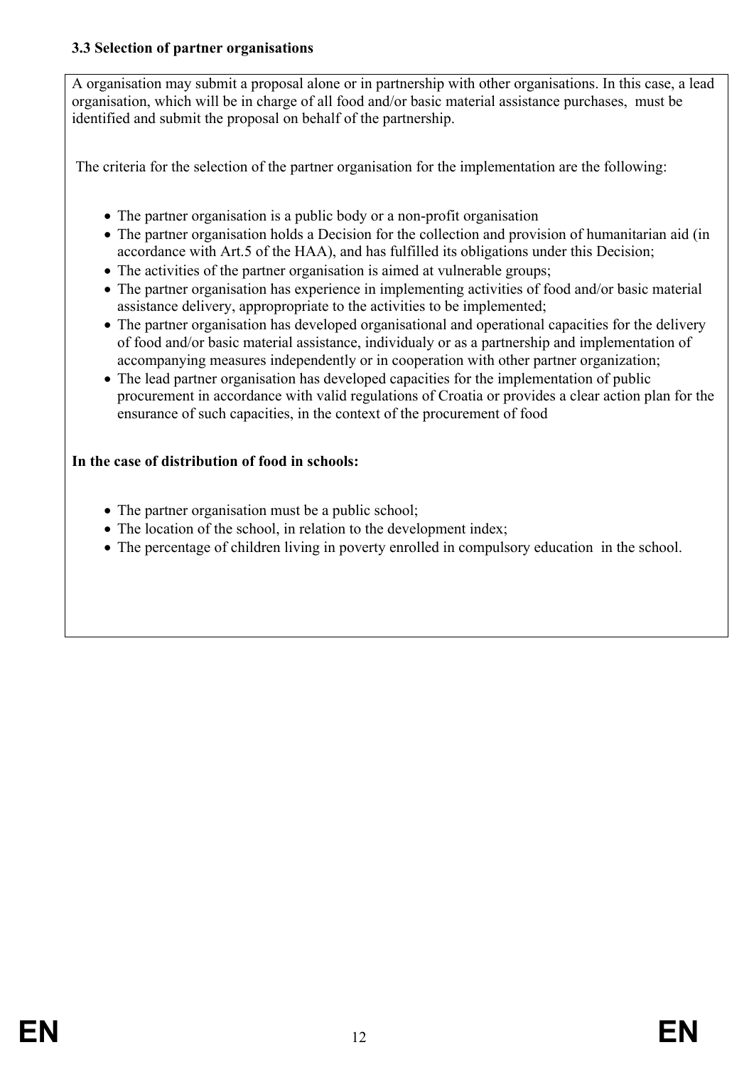### 3.3 Selection of partner organisations

A organisation may submit a proposal alone or in partnership with other organisations. In this case, a lead organisation, which will be in charge of all food and/or basic material assistance purchases, must be identified and submit the proposal on behalf of the partnership.

The criteria for the selection of the partner organisation for the implementation are the following:

- The partner organisation is a public body or a non-profit organisation
- The partner organisation holds a Decision for the collection and provision of humanitarian aid (in accordance with Art.5 of the HAA), and has fulfilled its obligations under this Decision;
- The activities of the partner organisation is aimed at vulnerable groups;
- The partner organisation has experience in implementing activities of food and/or basic material assistance delivery, appropropriate to the activities to be implemented;
- The partner organisation has developed organisational and operational capacities for the delivery of food and/or basic material assistance, individualy or as a partnership and implementation of accompanying measures independently or in cooperation with other partner organization;
- The lead partner organisation has developed capacities for the implementation of public procurement in accordance with valid regulations of Croatia or provides a clear action plan for the ensurance of such capacities, in the context of the procurement of food

**In the case of distribution of food in schools:**

- The partner organisation must be a public school;
- The location of the school, in relation to the development index;
- The percentage of children living in poverty enrolled in compulsory education in the school.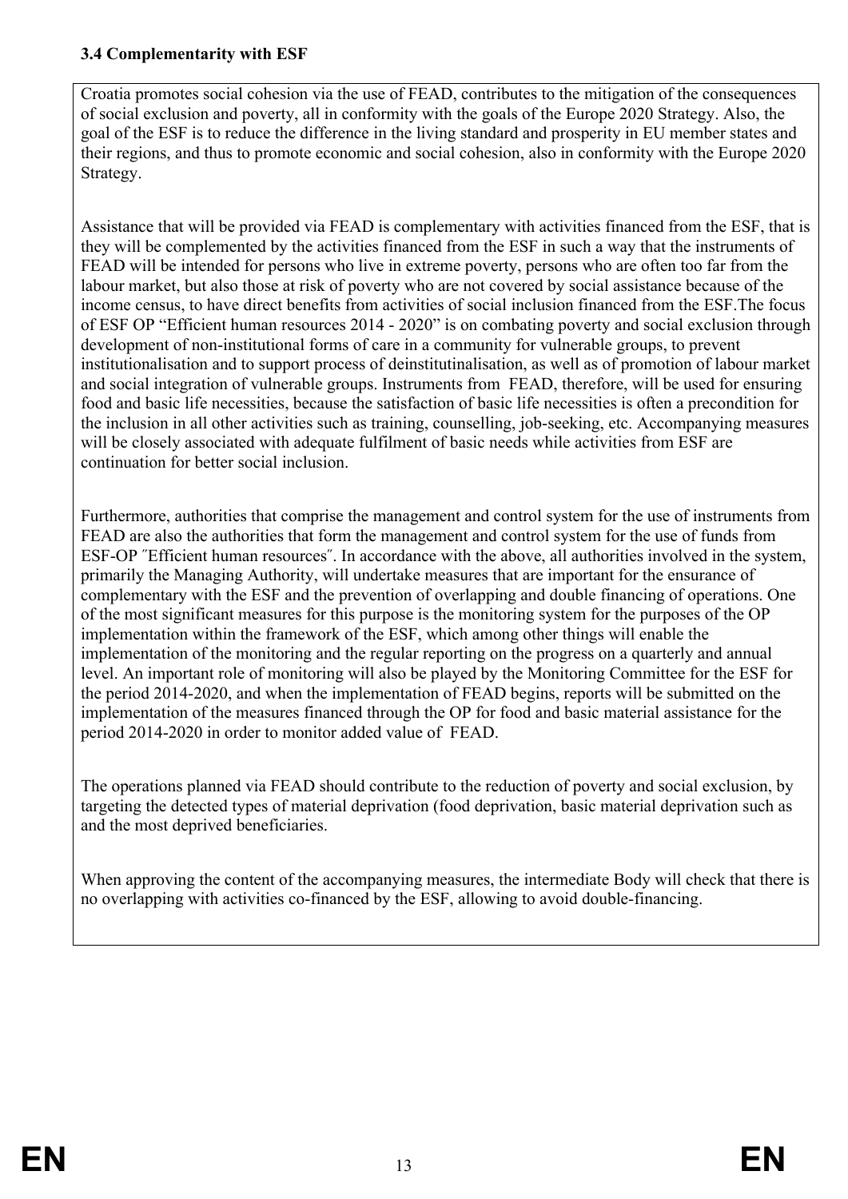### 3.4 Complementarity with ESF

Croatia promotes social cohesion via the use of FEAD, contributes to the mitigation of the consequences of social exclusion and poverty, all in conformity with the goals of the Europe 2020 Strategy. Also, the goal of the ESF is to reduce the difference in the living standard and prosperity in EU member states and their regions, and thus to promote economic and social cohesion, also in conformity with the Europe 2020 Strategy.

Assistance that will be provided via FEAD is complementary with activities financed from the ESF, that is they will be complemented by the activities financed from the ESF in such a way that the instruments of FEAD will be intended for persons who live in extreme poverty, persons who are often too far from the labour market, but also those at risk of poverty who are not covered by social assistance because of the income census, to have direct benefits from activities of social inclusion financed from the ESF.The focus of ESF OP "Efficient human resources 2014 - 2020" is on combating poverty and social exclusion through development of non-institutional forms of care in a community for vulnerable groups, to prevent institutionalisation and to support process of deinstitutinalisation, as well as of promotion of labour market and social integration of vulnerable groups. Instruments from FEAD, therefore, will be used for ensuring food and basic life necessities, because the satisfaction of basic life necessities is often a precondition for the inclusion in all other activities such as training, counselling, job-seeking, etc. Accompanying measures will be closely associated with adequate fulfilment of basic needs while activities from ESF are continuation for better social inclusion.

Furthermore, authorities that comprise the management and control system for the use of instruments from FEAD are also the authorities that form the management and control system for the use of funds from ESF-OP ˝Efficient human resources˝. In accordance with the above, all authorities involved in the system, primarily the Managing Authority, will undertake measures that are important for the ensurance of complementary with the ESF and the prevention of overlapping and double financing of operations. One of the most significant measures for this purpose is the monitoring system for the purposes of the OP implementation within the framework of the ESF, which among other things will enable the implementation of the monitoring and the regular reporting on the progress on a quarterly and annual level. An important role of monitoring will also be played by the Monitoring Committee for the ESF for the period 2014-2020, and when the implementation of FEAD begins, reports will be submitted on the implementation of the measures financed through the OP for food and basic material assistance for the period 2014-2020 in order to monitor added value of FEAD.

The operations planned via FEAD should contribute to the reduction of poverty and social exclusion, by targeting the detected types of material deprivation (food deprivation, basic material deprivation such as and the most deprived beneficiaries.

When approving the content of the accompanying measures, the intermediate Body will check that there is no overlapping with activities co-financed by the ESF, allowing to avoid double-financing.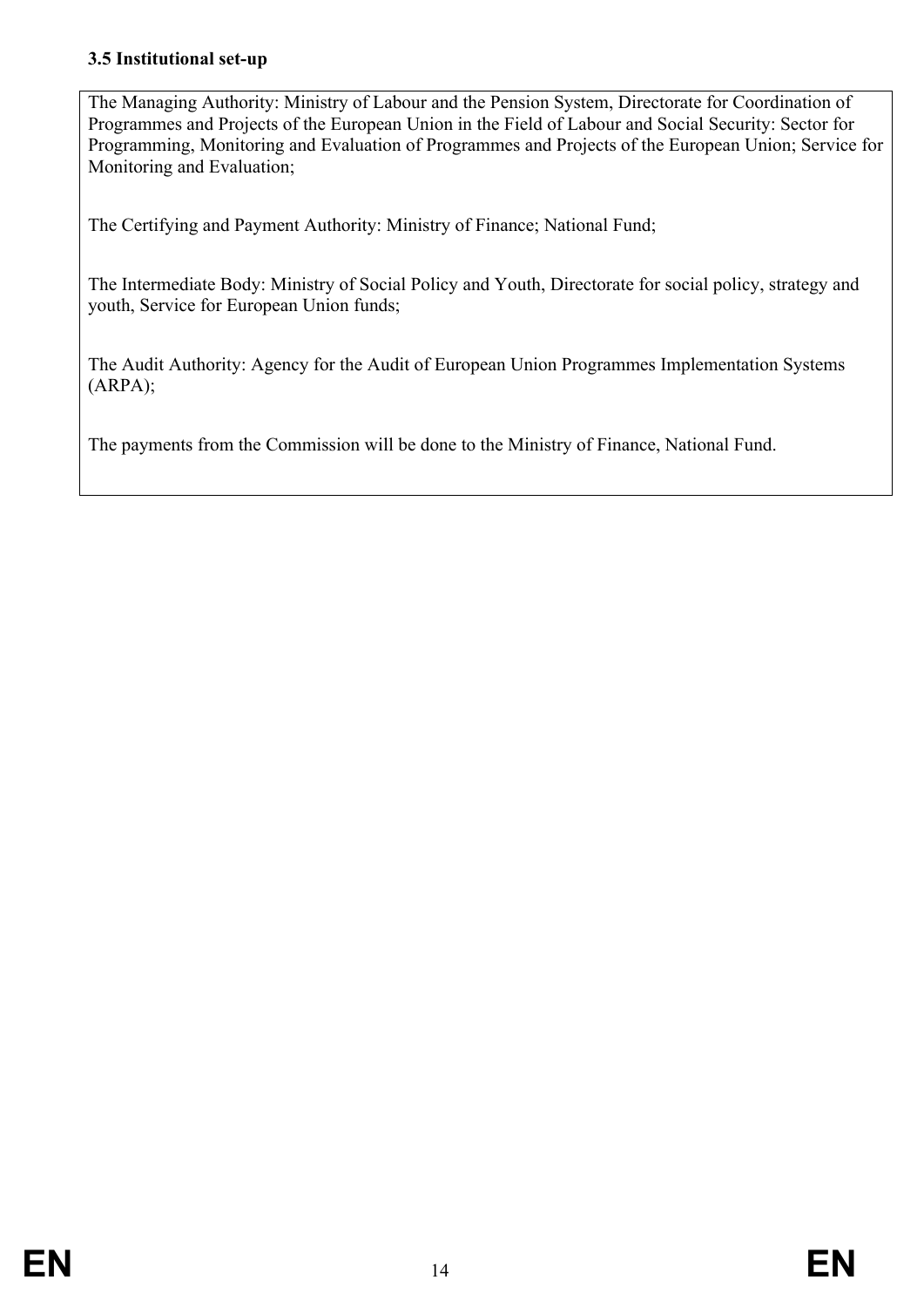### 3.5 Institutional set-up

The Managing Authority: Ministry of Labour and the Pension System, Directorate for Coordination of Programmes and Projects of the European Union in the Field of Labour and Social Security: Sector for Programming, Monitoring and Evaluation of Programmes and Projects of the European Union; Service for Monitoring and Evaluation;

The Certifying and Payment Authority: Ministry of Finance; National Fund;

The Intermediate Body: Ministry of Social Policy and Youth, Directorate for social policy, strategy and youth, Service for European Union funds;

The Audit Authority: Agency for the Audit of European Union Programmes Implementation Systems (ARPA);

The payments from the Commission will be done to the Ministry of Finance, National Fund.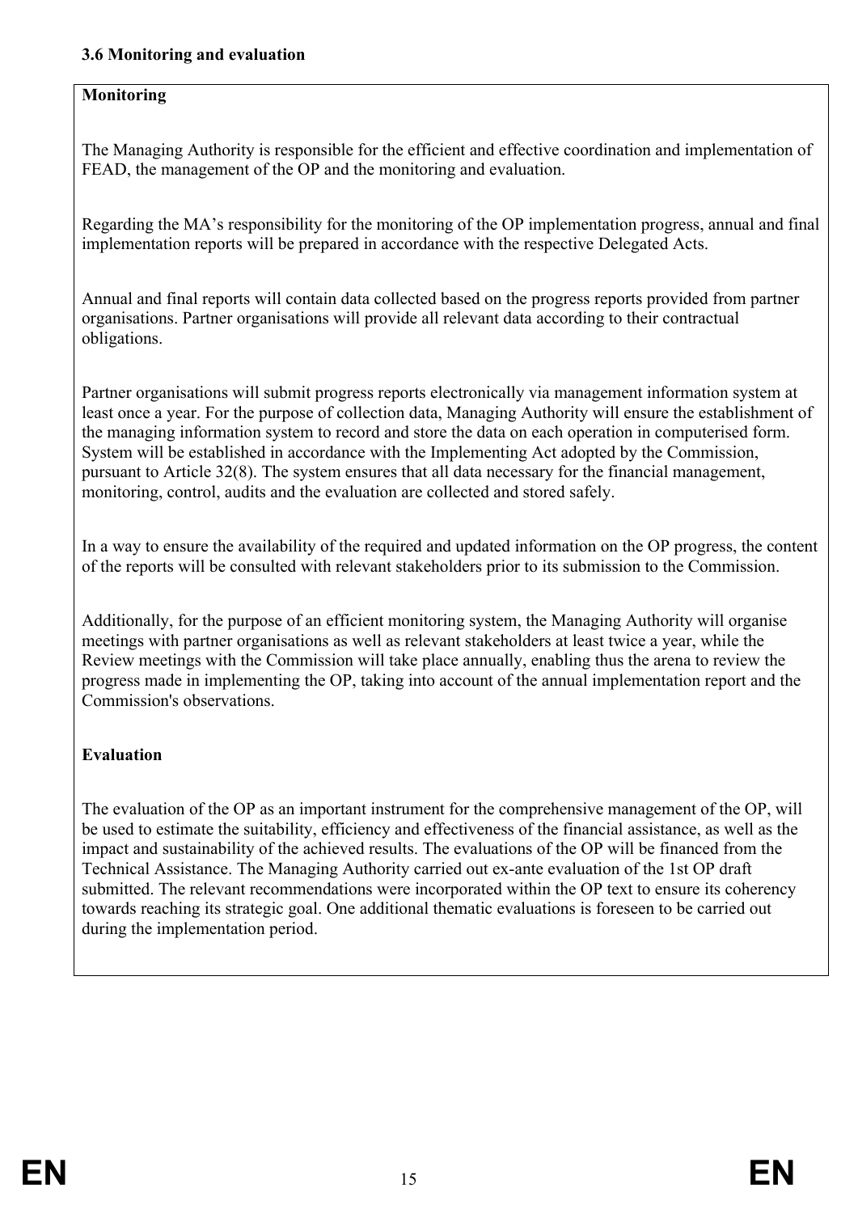### 3.6 Monitoring and evaluation

**Monitoring**

The Managing Authority is responsible for the efficient and effective coordination and implementation of FEAD, the management of the OP and the monitoring and evaluation.

Regarding the MA's responsibility for the monitoring of the OP implementation progress, annual and final implementation reports will be prepared in accordance with the respective Delegated Acts.

Annual and final reports will contain data collected based on the progress reports provided from partner organisations. Partner organisations will provide all relevant data according to their contractual obligations.

Partner organisations will submit progress reports electronically via management information system at least once a year. For the purpose of collection data, Managing Authority will ensure the establishment of the managing information system to record and store the data on each operation in computerised form. System will be established in accordance with the Implementing Act adopted by the Commission, pursuant to Article 32(8). The system ensures that all data necessary for the financial management, monitoring, control, audits and the evaluation are collected and stored safely.

In a way to ensure the availability of the required and updated information on the OP progress, the content of the reports will be consulted with relevant stakeholders prior to its submission to the Commission.

Additionally, for the purpose of an efficient monitoring system, the Managing Authority will organise meetings with partner organisations as well as relevant stakeholders at least twice a year, while the Review meetings with the Commission will take place annually, enabling thus the arena to review the progress made in implementing the OP, taking into account of the annual implementation report and the Commission's observations.

**Evaluation**

The evaluation of the OP as an important instrument for the comprehensive management of the OP, will be used to estimate the suitability, efficiency and effectiveness of the financial assistance, as well as the impact and sustainability of the achieved results. The evaluations of the OP will be financed from the Technical Assistance. The Managing Authority carried out ex-ante evaluation of the 1st OP draft submitted. The relevant recommendations were incorporated within the OP text to ensure its coherency towards reaching its strategic goal. One additional thematic evaluations is foreseen to be carried out during the implementation period.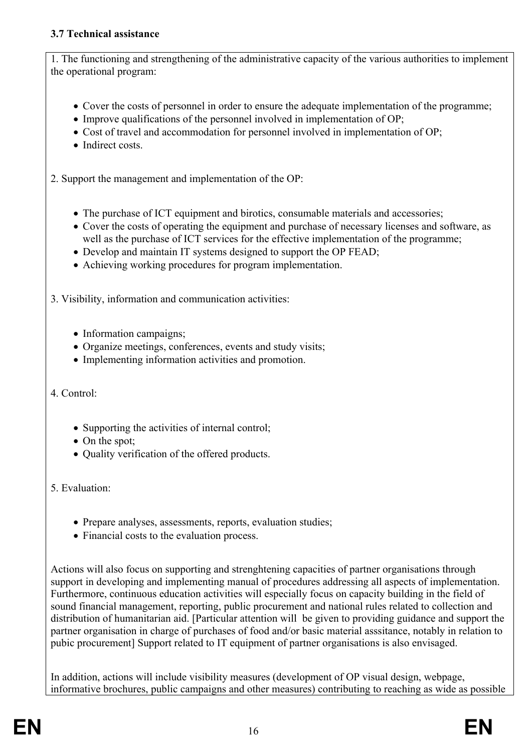### 3.7 Technical assistance

1. The functioning and strengthening of the administrative capacity of the various authorities to implement the operational program:

- Cover the costs of personnel in order to ensure the adequate implementation of the programme;
- Improve qualifications of the personnel involved in implementation of OP;
- Cost of travel and accommodation for personnel involved in implementation of OP;
- Indirect costs.

2. Support the management and implementation of the OP:

- The purchase of ICT equipment and birotics, consumable materials and accessories;
- Cover the costs of operating the equipment and purchase of necessary licenses and software, as well as the purchase of ICT services for the effective implementation of the programme;
- Develop and maintain IT systems designed to support the OP FEAD;
- Achieving working procedures for program implementation.

3. Visibility, information and communication activities:

- Information campaigns;
- Organize meetings, conferences, events and study visits;
- Implementing information activities and promotion.

4. Control:

- Supporting the activities of internal control;
- On the spot;
- Quality verification of the offered products.

5. Evaluation:

- Prepare analyses, assessments, reports, evaluation studies;
- Financial costs to the evaluation process.

Actions will also focus on supporting and strenghtening capacities of partner organisations through support in developing and implementing manual of procedures addressing all aspects of implementation. Furthermore, continuous education activities will especially focus on capacity building in the field of sound financial management, reporting, public procurement and national rules related to collection and distribution of humanitarian aid. [Particular attention will be given to providing guidance and support the partner organisation in charge of purchases of food and/or basic material asssitance, notably in relation to pubic procurement] Support related to IT equipment of partner organisations is also envisaged.

In addition, actions will include visibility measures (development of OP visual design, webpage, informative brochures, public campaigns and other measures) contributing to reaching as wide as possible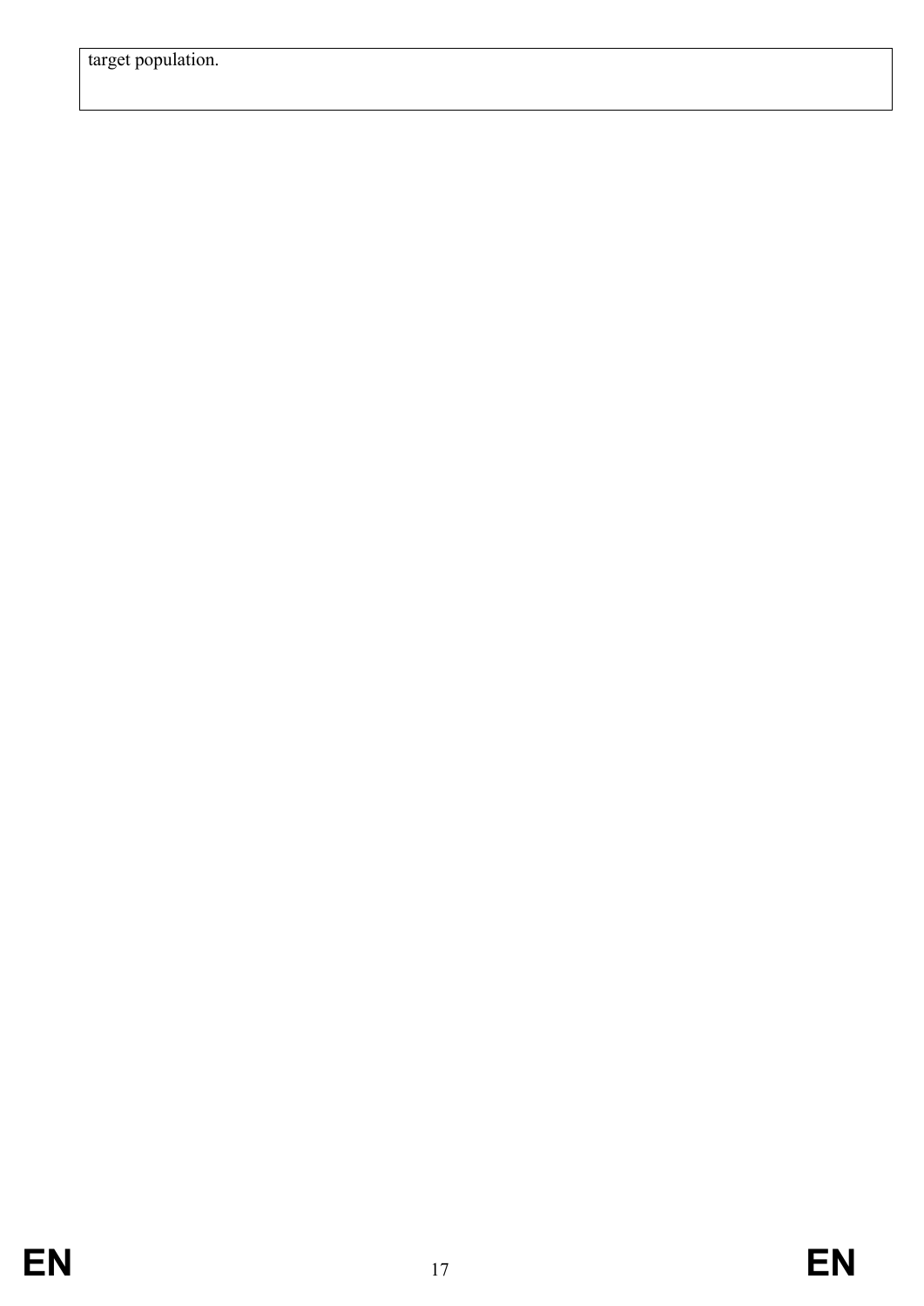target population.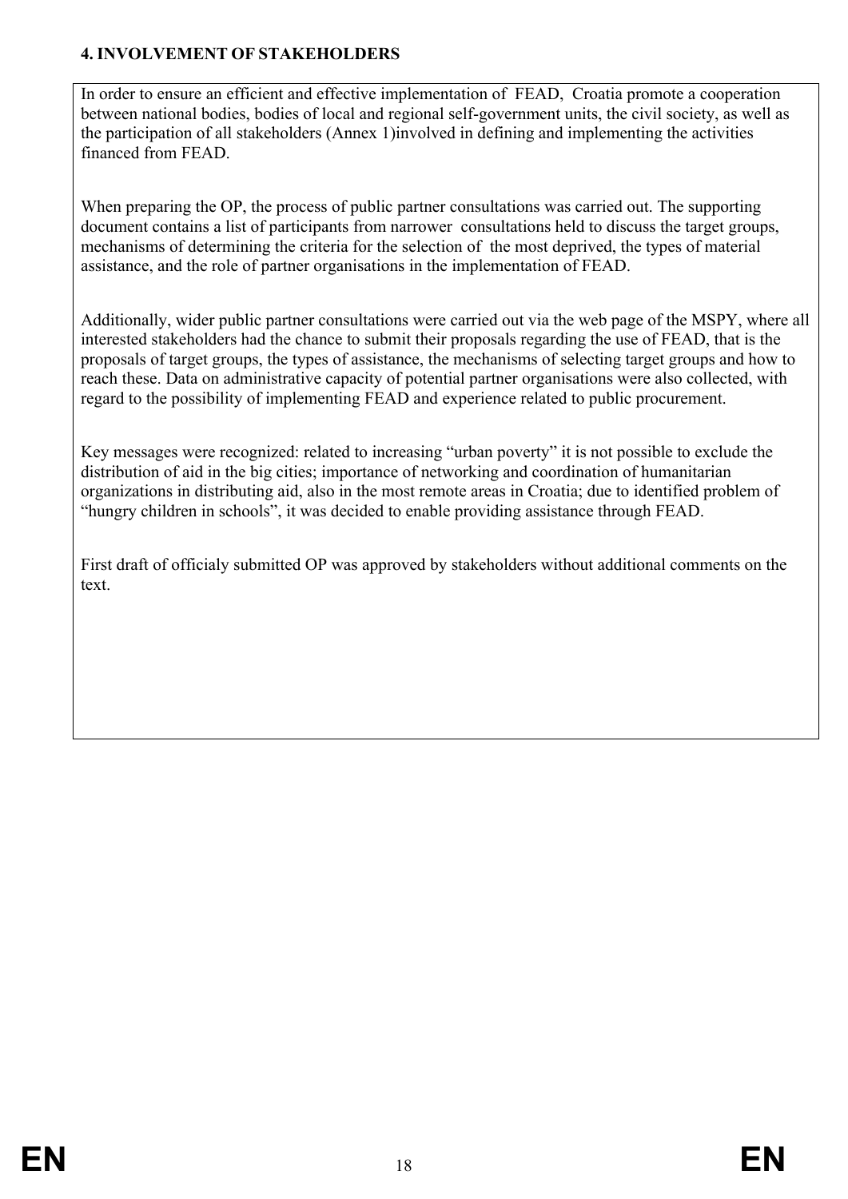**4. INVOLVEMENT OF STAKEHOLDERS**

In order to ensure an efficient and effective implementation of FEAD, Croatia promote a cooperation between national bodies, bodies of local and regional self-government units, the civil society, as well as the participation of all stakeholders (Annex 1)involved in defining and implementing the activities financed from FEAD.

When preparing the OP, the process of public partner consultations was carried out. The supporting document contains a list of participants from narrower consultations held to discuss the target groups, mechanisms of determining the criteria for the selection of the most deprived, the types of material assistance, and the role of partner organisations in the implementation of FEAD.

Additionally, wider public partner consultations were carried out via the web page of the MSPY, where all interested stakeholders had the chance to submit their proposals regarding the use of FEAD, that is the proposals of target groups, the types of assistance, the mechanisms of selecting target groups and how to reach these. Data on administrative capacity of potential partner organisations were also collected, with regard to the possibility of implementing FEAD and experience related to public procurement.

Key messages were recognized: related to increasing "urban poverty" it is not possible to exclude the distribution of aid in the big cities; importance of networking and coordination of humanitarian organizations in distributing aid, also in the most remote areas in Croatia; due to identified problem of "hungry children in schools", it was decided to enable providing assistance through FEAD.

First draft of officialy submitted OP was approved by stakeholders without additional comments on the text.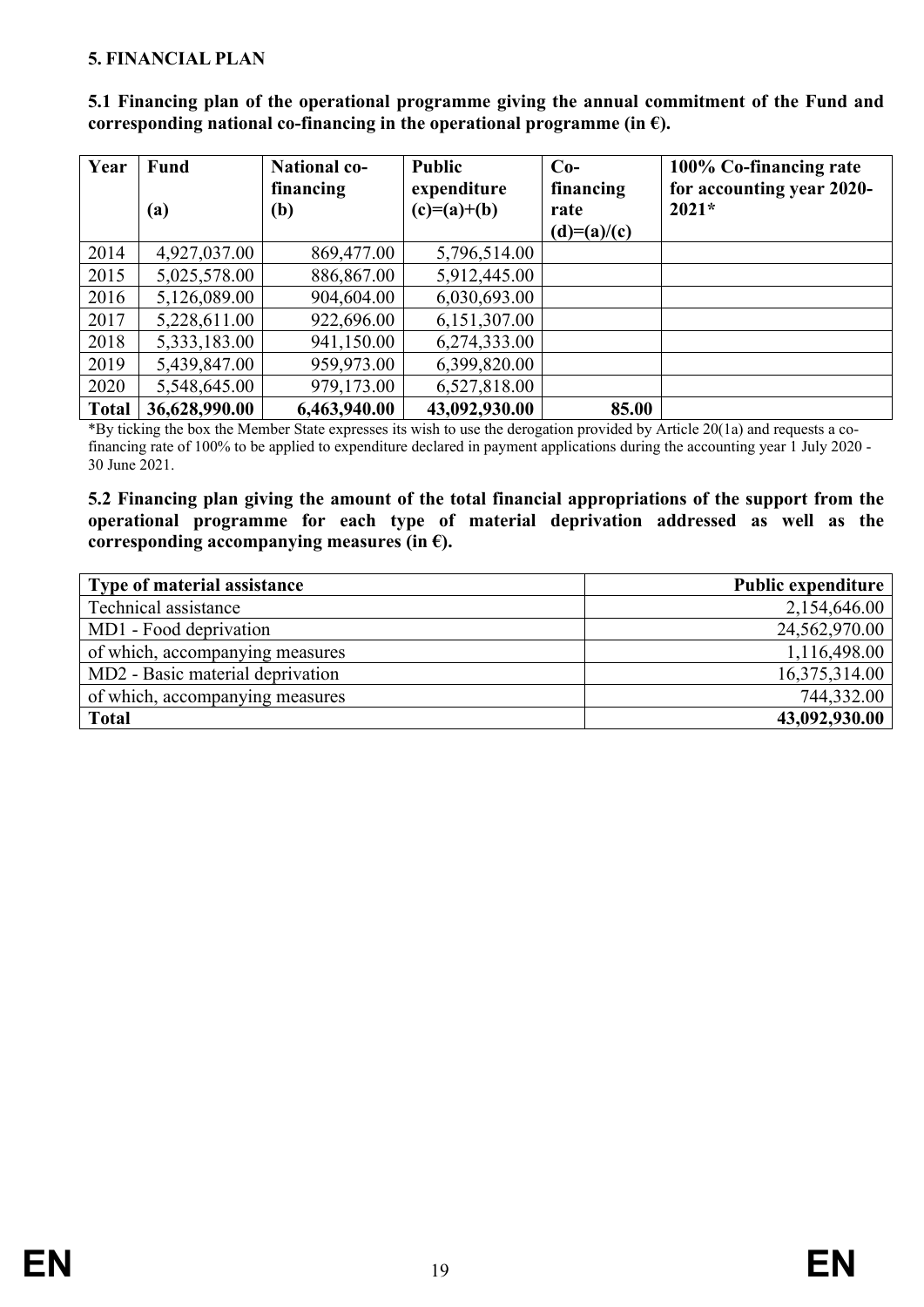## 5. FINANCIAL PLAN

**5.1 Financing plan of the operational programme giving the annual commitment of the Fund and corresponding national co-financing in the operational programme (in €).**

| Year | Fund<br>(a) | National co-financing<br>(b) | Public expenditure<br>(c)=(a)+(b) | Co-financing rate<br>(d)=(a)/(c) | 100% Co-financing rate for accounting year 2020-2021* |
|---|---|---|---|---|---|
| 2014 | 4,927,037.00 | 869,477.00 | 5,796,514.00 | | |
| 2015 | 5,025,578.00 | 886,867.00 | 5,912,445.00 | | |
| 2016 | 5,126,089.00 | 904,604.00 | 6,030,693.00 | | |
| 2017 | 5,228,611.00 | 922,696.00 | 6,151,307.00 | | |
| 2018 | 5,333,183.00 | 941,150.00 | 6,274,333.00 | | |
| 2019 | 5,439,847.00 | 959,973.00 | 6,399,820.00 | | |
| 2020 | 5,548,645.00 | 979,173.00 | 6,527,818.00 | | |
| **Total** | **36,628,990.00** | **6,463,940.00** | **43,092,930.00** | **85.00** | |

*By ticking the box the Member State expresses its wish to use the derogation provided by Article 20(1a) and requests a co-financing rate of 100% to be applied to expenditure declared in payment applications during the accounting year 1 July 2020 - 30 June 2021.

**5.2 Financing plan giving the amount of the total financial appropriations of the support from the operational programme for each type of material deprivation addressed as well as the corresponding accompanying measures (in €).**

| Type of material assistance | Public expenditure |
|---|---|
| Technical assistance | 2,154,646.00 |
| MD1 - Food deprivation | 24,562,970.00 |
| of which, accompanying measures | 1,116,498.00 |
| MD2 - Basic material deprivation | 16,375,314.00 |
| of which, accompanying measures | 744,332.00 |
| **Total** | **43,092,930.00** |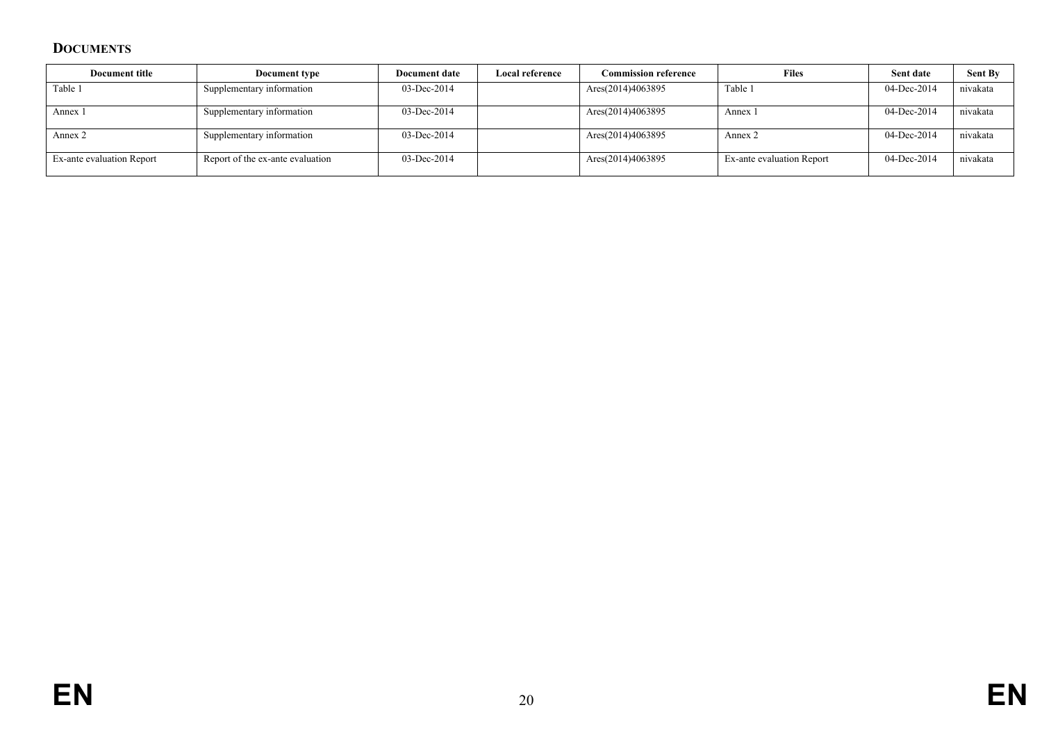## Documents

| Document title | Document type | Document date | Local reference | Commission reference | Files | Sent date | Sent By |
|---|---|---|---|---|---|---|---|
| Table 1 | Supplementary information | 03-Dec-2014 | | Ares(2014)4063895 | Table 1 | 04-Dec-2014 | nivakata |
| Annex 1 | Supplementary information | 03-Dec-2014 | | Ares(2014)4063895 | Annex 1 | 04-Dec-2014 | nivakata |
| Annex 2 | Supplementary information | 03-Dec-2014 | | Ares(2014)4063895 | Annex 2 | 04-Dec-2014 | nivakata |
| Ex-ante evaluation Report | Report of the ex-ante evaluation | 03-Dec-2014 | | Ares(2014)4063895 | Ex-ante evaluation Report | 04-Dec-2014 | nivakata |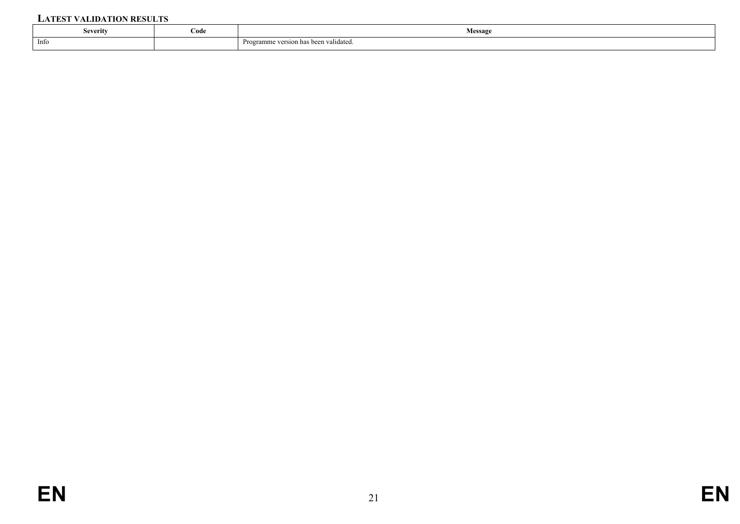**LATEST VALIDATION RESULTS**

| Severity | Code | Message |
| --- | --- | --- |
| Info | | Programme version has been validated. |